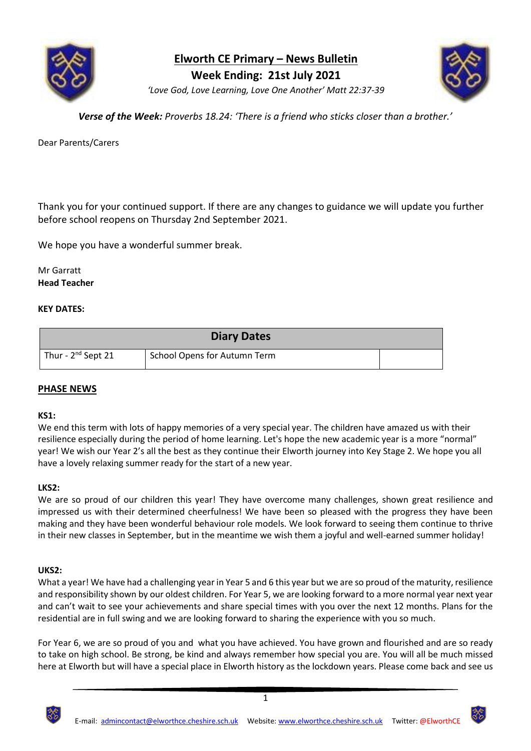# Elworth CE Primary – News Bulletin

## Week Ending: 21st July 2021

*'Love God, Love Learning, Love One Another' Matt 22:37-39*

***Verse of the Week:*** *Proverbs 18.24: 'There is a friend who sticks closer than a brother.'*

Dear Parents/Carers

Thank you for your continued support. If there are any changes to guidance we will update you further before school reopens on Thursday 2nd September 2021.

We hope you have a wonderful summer break.

Mr Garratt
**Head Teacher**

**KEY DATES:**

| Diary Dates | | |
|---|---|---|
| Thur - 2nd Sept 21 | School Opens for Autumn Term | |

## PHASE NEWS

**KS1:**

We end this term with lots of happy memories of a very special year. The children have amazed us with their resilience especially during the period of home learning. Let's hope the new academic year is a more "normal" year! We wish our Year 2's all the best as they continue their Elworth journey into Key Stage 2. We hope you all have a lovely relaxing summer ready for the start of a new year.

**LKS2:**

We are so proud of our children this year! They have overcome many challenges, shown great resilience and impressed us with their determined cheerfulness! We have been so pleased with the progress they have been making and they have been wonderful behaviour role models. We look forward to seeing them continue to thrive in their new classes in September, but in the meantime we wish them a joyful and well-earned summer holiday!

**UKS2:**

What a year! We have had a challenging year in Year 5 and 6 this year but we are so proud of the maturity, resilience and responsibility shown by our oldest children. For Year 5, we are looking forward to a more normal year next year and can't wait to see your achievements and share special times with you over the next 12 months. Plans for the residential are in full swing and we are looking forward to sharing the experience with you so much.

For Year 6, we are so proud of you and what you have achieved. You have grown and flourished and are so ready to take on high school. Be strong, be kind and always remember how special you are. You will all be much missed here at Elworth but will have a special place in Elworth history as the lockdown years. Please come back and see us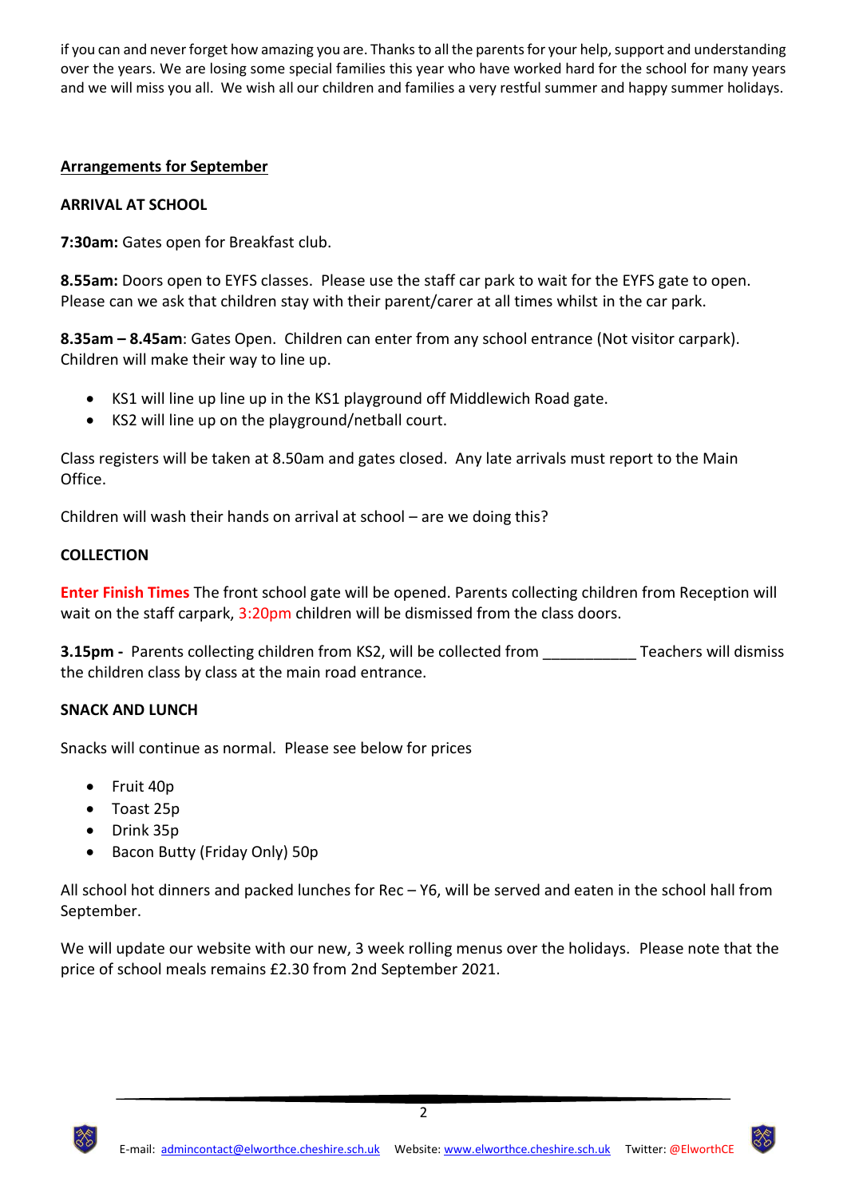if you can and never forget how amazing you are. Thanks to all the parents for your help, support and understanding over the years. We are losing some special families this year who have worked hard for the school for many years and we will miss you all. We wish all our children and families a very restful summer and happy summer holidays.

## Arrangements for September

### ARRIVAL AT SCHOOL

**7:30am:** Gates open for Breakfast club.

**8.55am:** Doors open to EYFS classes. Please use the staff car park to wait for the EYFS gate to open. Please can we ask that children stay with their parent/carer at all times whilst in the car park.

**8.35am – 8.45am**: Gates Open. Children can enter from any school entrance (Not visitor carpark). Children will make their way to line up.

- KS1 will line up line up in the KS1 playground off Middlewich Road gate.
- KS2 will line up on the playground/netball court.

Class registers will be taken at 8.50am and gates closed. Any late arrivals must report to the Main Office.

Children will wash their hands on arrival at school – are we doing this?

### COLLECTION

**Enter Finish Times** The front school gate will be opened. Parents collecting children from Reception will wait on the staff carpark, 3:20pm children will be dismissed from the class doors.

**3.15pm -** Parents collecting children from KS2, will be collected from ___________ Teachers will dismiss the children class by class at the main road entrance.

### SNACK AND LUNCH

Snacks will continue as normal. Please see below for prices

- Fruit 40p
- Toast 25p
- Drink 35p
- Bacon Butty (Friday Only) 50p

All school hot dinners and packed lunches for Rec – Y6, will be served and eaten in the school hall from September.

We will update our website with our new, 3 week rolling menus over the holidays. Please note that the price of school meals remains £2.30 from 2nd September 2021.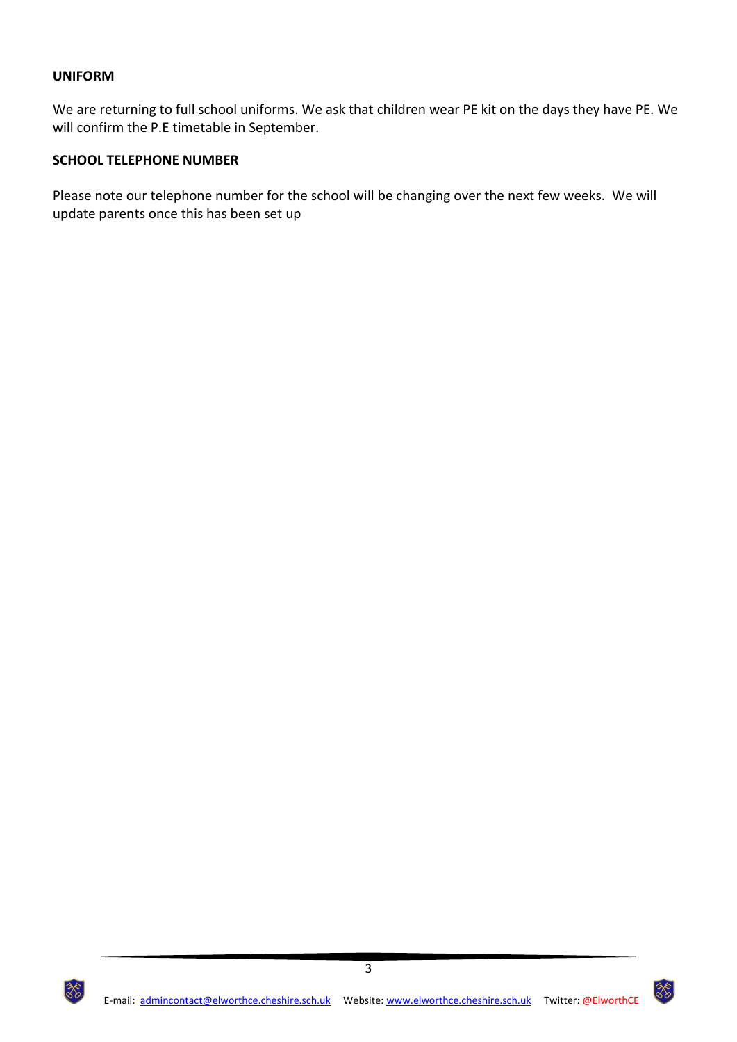**UNIFORM**

We are returning to full school uniforms. We ask that children wear PE kit on the days they have PE. We will confirm the P.E timetable in September.

**SCHOOL TELEPHONE NUMBER**

Please note our telephone number for the school will be changing over the next few weeks. We will update parents once this has been set up